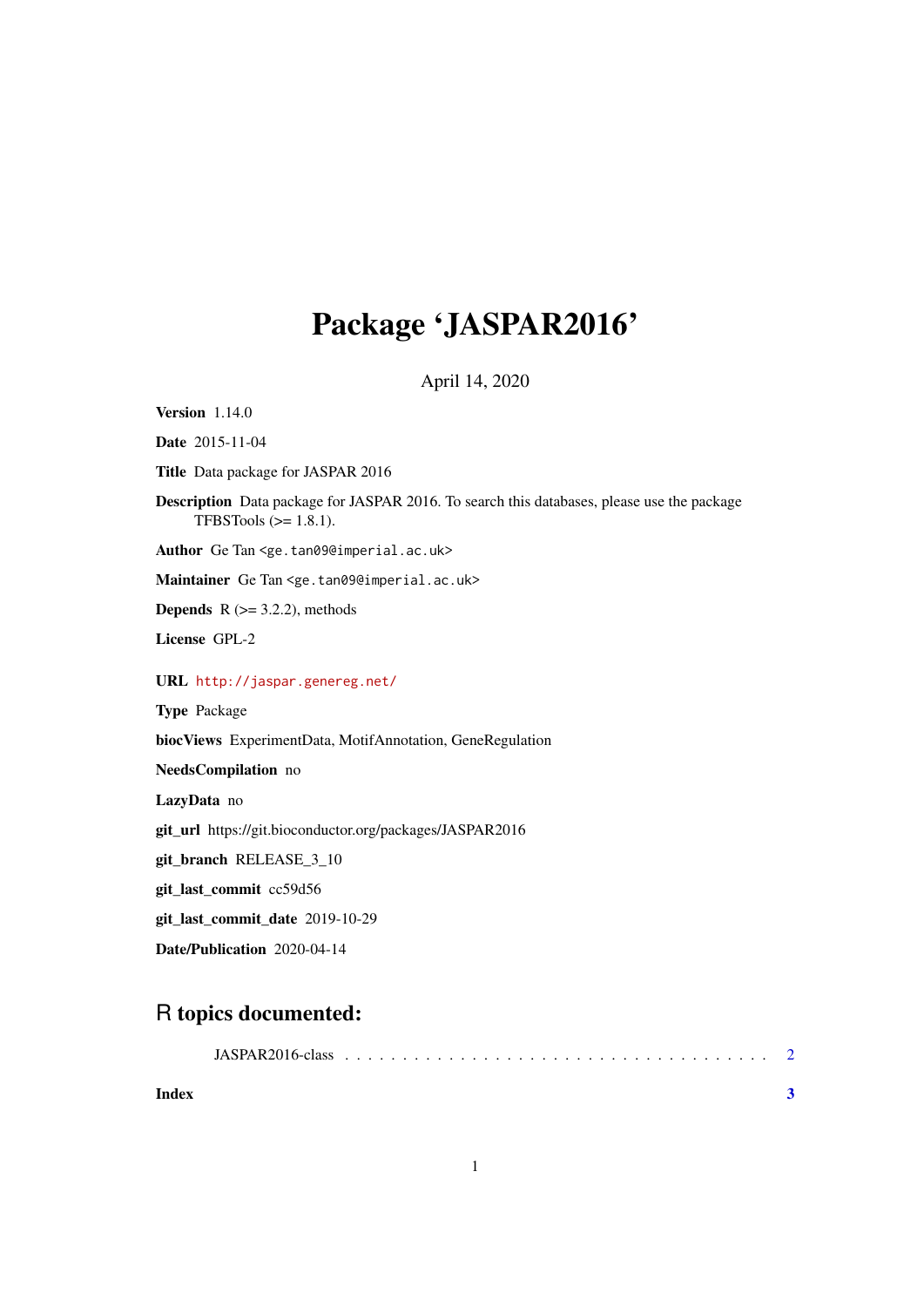# Package 'JASPAR2016'

April 14, 2020

**Version** 1.14.0

**Date** 2015-11-04

**Title** Data package for JASPAR 2016

**Description** Data package for JASPAR 2016. To search this databases, please use the package TFBSTools (>= 1.8.1).

**Author** Ge Tan <ge.tan09@imperial.ac.uk>

**Maintainer** Ge Tan <ge.tan09@imperial.ac.uk>

**Depends** R (>= 3.2.2), methods

**License** GPL-2

**URL** http://jaspar.genereg.net/

**Type** Package

**biocViews** ExperimentData, MotifAnnotation, GeneRegulation

**NeedsCompilation** no

**LazyData** no

**git_url** https://git.bioconductor.org/packages/JASPAR2016

**git_branch** RELEASE_3_10

**git_last_commit** cc59d56

**git_last_commit_date** 2019-10-29

**Date/Publication** 2020-04-14

## R topics documented:

JASPAR2016-class . . . . . . . . . . . . . . . . . . . . . . . . . . . . . . . . . . . . 2

**Index** **3**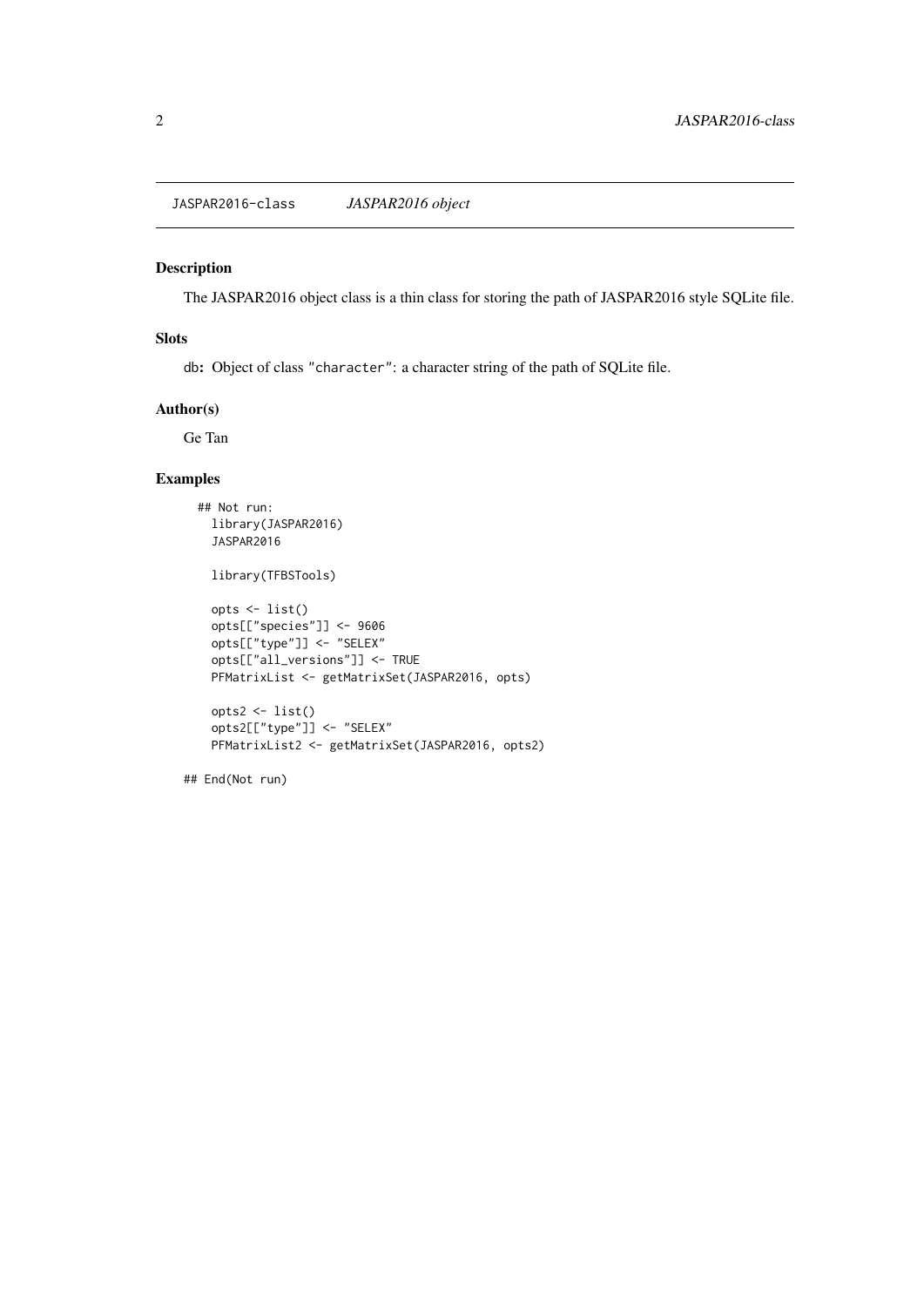## JASPAR2016-class *JASPAR2016 object*

### Description

The JASPAR2016 object class is a thin class for storing the path of JASPAR2016 style SQLite file.

### Slots

db: Object of class "character": a character string of the path of SQLite file.

### Author(s)

Ge Tan

### Examples

```
## Not run:
  library(JASPAR2016)
  JASPAR2016

  library(TFBSTools)

  opts <- list()
  opts[["species"]] <- 9606
  opts[["type"]] <- "SELEX"
  opts[["all_versions"]] <- TRUE
  PFMatrixList <- getMatrixSet(JASPAR2016, opts)

  opts2 <- list()
  opts2[["type"]] <- "SELEX"
  PFMatrixList2 <- getMatrixSet(JASPAR2016, opts2)

## End(Not run)
```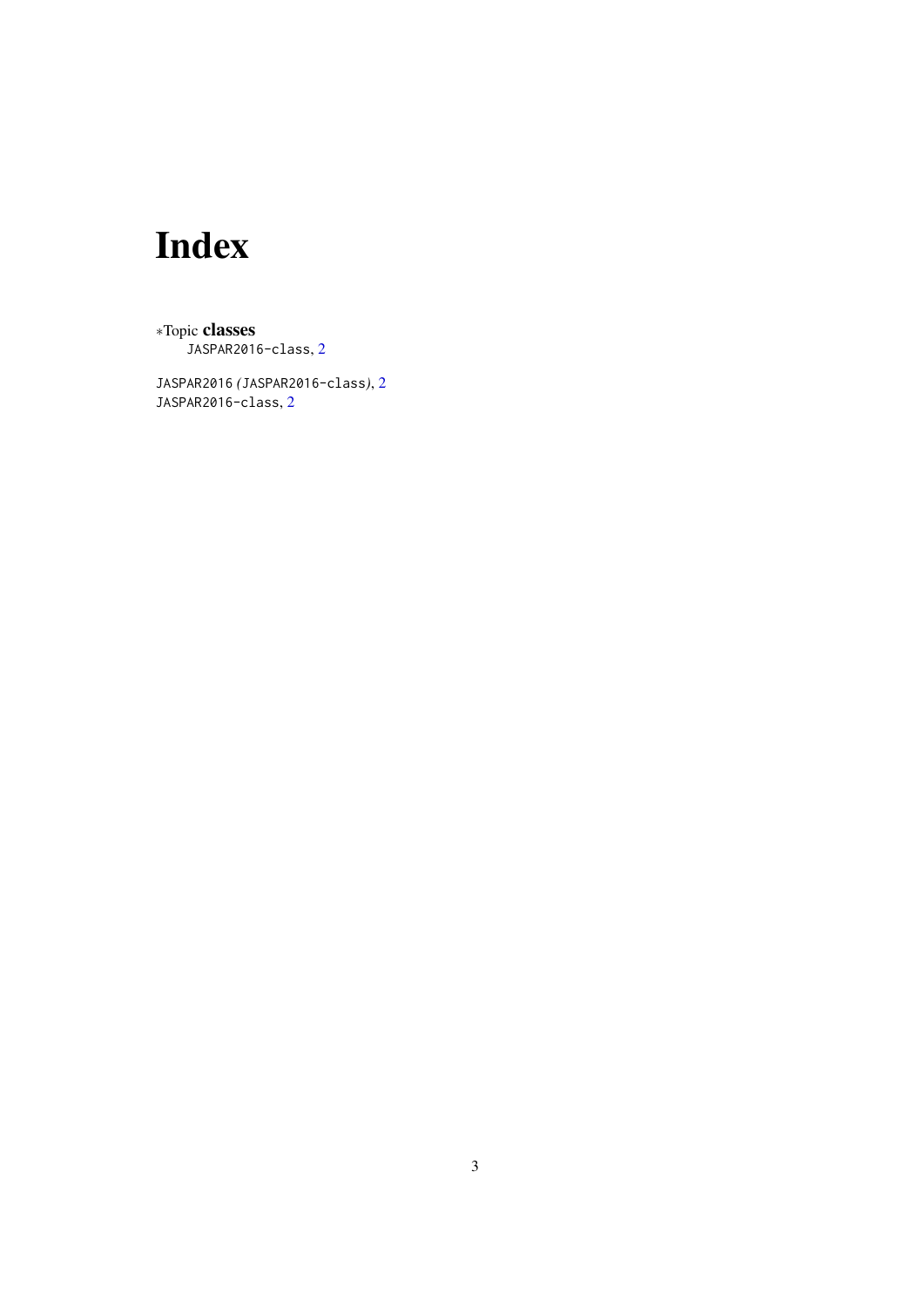# Index

∗Topic **classes**

    JASPAR2016-class, 2

JASPAR2016 *(*JASPAR2016-class*)*, 2

JASPAR2016-class, 2